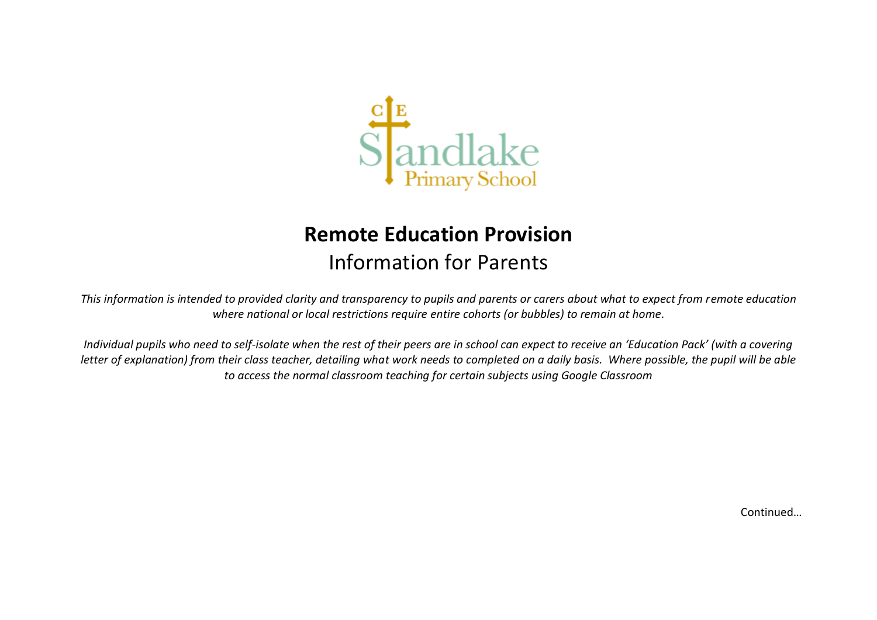# Remote Education Provision

## Information for Parents

*This information is intended to provided clarity and transparency to pupils and parents or carers about what to expect from remote education where national or local restrictions require entire cohorts (or bubbles) to remain at home.*

*Individual pupils who need to self-isolate when the rest of their peers are in school can expect to receive an 'Education Pack' (with a covering letter of explanation) from their class teacher, detailing what work needs to completed on a daily basis. Where possible, the pupil will be able to access the normal classroom teaching for certain subjects using Google Classroom*

Continued…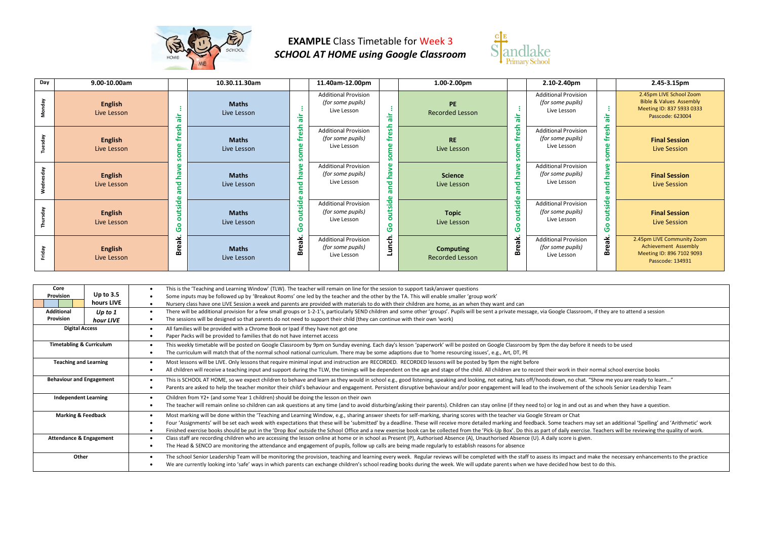# **EXAMPLE** Class Timetable for Week 3
## *SCHOOL AT HOME using Google Classroom*

| Day | 9.00-10.00am | | 10.30.11.30am | | 11.40am-12.00pm | | 1.00-2.00pm | | 2.10-2.40pm | | 2.45-3.15pm |
|---|---|---|---|---|---|---|---|---|---|---|---|
| Monday | **English** Live Lesson | Break. Go outside and have some fresh air … | **Maths** Live Lesson | Break. Go outside and have some fresh air … | Additional Provision *(for some pupils)* Live Lesson | Lunch. Go outside and have some fresh air … | **PE** Recorded Lesson | Break. Go outside and have some fresh air … | Additional Provision *(for some pupils)* Live Lesson | Break. Go outside and have some fresh air … | 2.45pm LIVE School Zoom Bible & Values Assembly Meeting ID: 837 5933 0333 Passcode: 623004 |
| Tuesday | **English** Live Lesson | | **Maths** Live Lesson | | Additional Provision *(for some pupils)* Live Lesson | | **RE** Live Lesson | | Additional Provision *(for some pupils)* Live Lesson | | **Final Session** Live Session |
| Wednesday | **English** Live Lesson | | **Maths** Live Lesson | | Additional Provision *(for some pupils)* Live Lesson | | **Science** Live Lesson | | Additional Provision *(for some pupils)* Live Lesson | | **Final Session** Live Session |
| Thursday | **English** Live Lesson | | **Maths** Live Lesson | | Additional Provision *(for some pupils)* Live Lesson | | **Topic** Live Lesson | | Additional Provision *(for some pupils)* Live Lesson | | **Final Session** Live Session |
| Friday | **English** Live Lesson | | **Maths** Live Lesson | | Additional Provision *(for some pupils)* Live Lesson | | **Computing** Recorded Lesson | | Additional Provision *(for some pupils)* Live Lesson | | 2.45pm LIVE Community Zoom Achievement Assembly Meeting ID: 896 7102 9093 Passcode: 134931 |

| | | |
|---|---|---|
| **Core Provision** | **Up to 3.5 hours LIVE** | • This is the 'Teaching and Learning Window' (TLW). The teacher will remain on line for the session to support task/answer questions<br>• Some inputs may be followed up by 'Breakout Rooms' one led by the teacher and the other by the TA. This will enable smaller 'group work'<br>• Nursery class have one LIVE Session a week and parents are provided with materials to do with their children are home, as an when they want and can |
| **Additional Provision** | ***Up to 1 hour LIVE*** | • There will be additional provision for a few small groups or 1-2-1's, particularly SEND children and some other 'groups'. Pupils will be sent a private message, via Google Classroom, if they are to attend a session<br>• The sessions will be designed so that parents do not need to support their child (they can continue with their own 'work) |
| **Digital Access** | | • All families will be provided with a Chrome Book or Ipad if they have not got one<br>• Paper Packs will be provided to families that do not have internet access |
| **Timetabling & Curriculum** | | • This weekly timetable will be posted on Google Classroom by 9pm on Sunday evening. Each day's lesson 'paperwork' will be posted on Google Classroom by 9pm the day before it needs to be used<br>• The curriculum will match that of the normal school national curriculum. There may be some adaptions due to 'home resourcing issues', e.g., Art, DT, PE |
| **Teaching and Learning** | | • Most lessons will be LIVE. Only lessons that require minimal input and instruction are RECORDED. RECORDED lessons will be posted by 9pm the night before<br>• All children will receive a teaching input and support during the TLW, the timings will be dependent on the age and stage of the child. All children are to record their work in their normal school exercise books |
| **Behaviour and Engagement** | | • This is SCHOOL AT HOME, so we expect children to behave and learn as they would in school e.g., good listening, speaking and looking, not eating, hats off/hoods down, no chat. "Show me you are ready to learn…"<br>• Parents are asked to help the teacher monitor their child's behaviour and engagement. Persistent disruptive behaviour and/or poor engagement will lead to the involvement of the schools Senior Leadership Team |
| **Independent Learning** | | • Children from Y2+ (and some Year 1 children) should be doing the lesson on their own<br>• The teacher will remain online so children can ask questions at any time (and to avoid disturbing/asking their parents). Children can stay online (if they need to) or log in and out as and when they have a question. |
| **Marking & Feedback** | | • Most marking will be done within the 'Teaching and Learning Window, e.g., sharing answer sheets for self-marking, sharing scores with the teacher via Google Stream or Chat<br>• Four 'Assignments' will be set each week with expectations that these will be 'submitted' by a deadline. These will receive more detailed marking and feedback. Some teachers may set an additional 'Spelling' and 'Arithmetic' work<br>• Finished exercise books should be put in the 'Drop Box' outside the School Office and a new exercise book can be collected from the 'Pick-Up Box'. Do this as part of daily exercise. Teachers will be reviewing the quality of work. |
| **Attendance & Engagement** | | • Class staff are recording children who are accessing the lesson online at home or in school as Present (P), Authorised Absence (A), Unauthorised Absence (U). A daily score is given.<br>• The Head & SENCO are monitoring the attendance and engagement of pupils, follow up calls are being made regularly to establish reasons for absence |
| **Other** | | • The school Senior Leadership Team will be monitoring the provision, teaching and learning every week. Regular reviews will be completed with the staff to assess its impact and make the necessary enhancements to the practice<br>• We are currently looking into 'safe' ways in which parents can exchange children's school reading books during the week. We will update parents when we have decided how best to do this. |